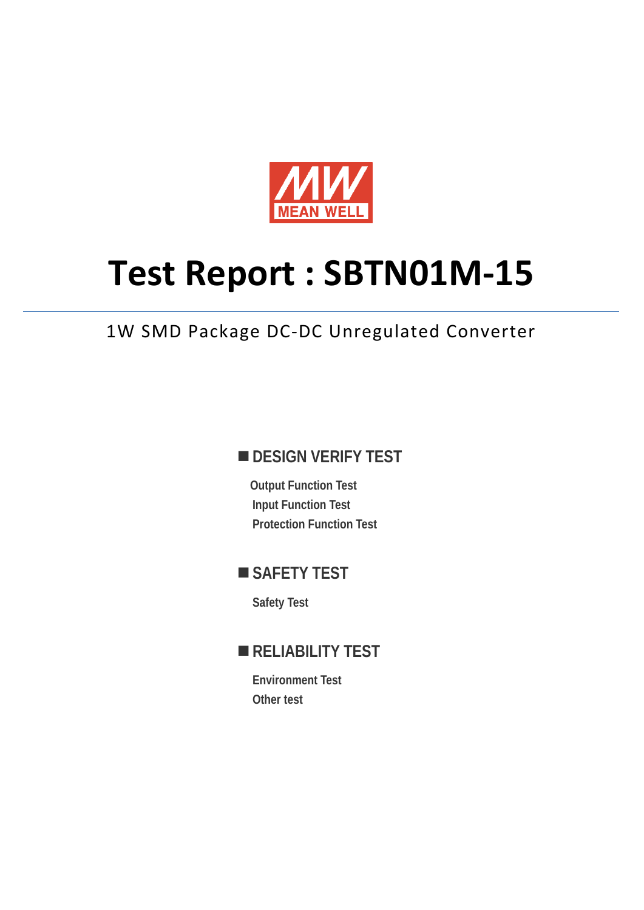MEAN WELL

# Test Report : SBTN01M-15

1W SMD Package DC-DC Unregulated Converter

## ■ DESIGN VERIFY TEST

**Output Function Test**

**Input Function Test**

**Protection Function Test**

## ■ SAFETY TEST

**Safety Test**

## ■ RELIABILITY TEST

**Environment Test**

**Other test**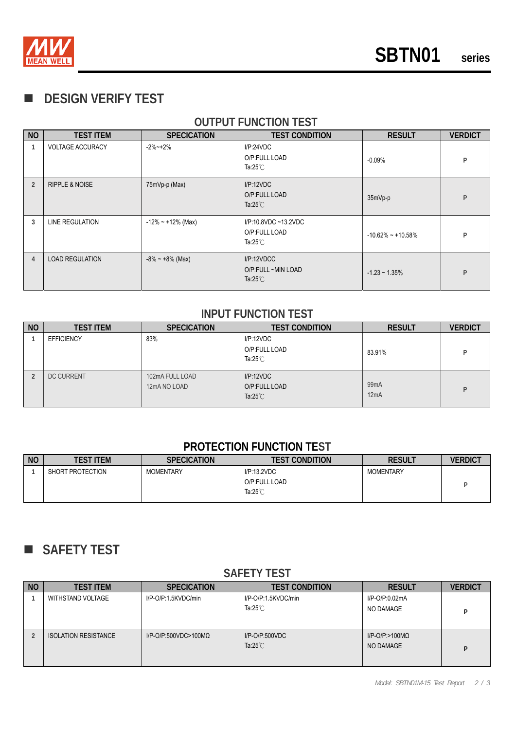## DESIGN VERIFY TEST

### OUTPUT FUNCTION TEST

| NO | TEST ITEM | SPECICATION | TEST CONDITION | RESULT | VERDICT |
|---|---|---|---|---|---|
| 1 | VOLTAGE ACCURACY | -2%~+2% | I/P:24VDC<br>O/P:FULL LOAD<br>Ta:25℃ | -0.09% | P |
| 2 | RIPPLE & NOISE | 75mVp-p (Max) | I/P:12VDC<br>O/P:FULL LOAD<br>Ta:25℃ | 35mVp-p | P |
| 3 | LINE REGULATION | -12% ~ +12% (Max) | I/P:10.8VDC ~13.2VDC<br>O/P:FULL LOAD<br>Ta:25℃ | -10.62% ~ +10.58% | P |
| 4 | LOAD REGULATION | -8% ~ +8% (Max) | I/P:12VDCC<br>O/P:FULL ~MIN LOAD<br>Ta:25℃ | -1.23 ~ 1.35% | P |

### INPUT FUNCTION TEST

| NO | TEST ITEM | SPECICATION | TEST CONDITION | RESULT | VERDICT |
|---|---|---|---|---|---|
| 1 | EFFICIENCY | 83% | I/P:12VDC<br>O/P:FULL LOAD<br>Ta:25℃ | 83.91% | P |
| 2 | DC CURRENT | 102mA FULL LOAD<br>12mA NO LOAD | I/P:12VDC<br>O/P:FULL LOAD<br>Ta:25℃ | 99mA<br>12mA | P |

### PROTECTION FUNCTION TEST

| NO | TEST ITEM | SPECICATION | TEST CONDITION | RESULT | VERDICT |
|---|---|---|---|---|---|
| 1 | SHORT PROTECTION | MOMENTARY | I/P:13.2VDC<br>O/P:FULL LOAD<br>Ta:25℃ | MOMENTARY | P |

## SAFETY TEST

### SAFETY TEST

| NO | TEST ITEM | SPECICATION | TEST CONDITION | RESULT | VERDICT |
|---|---|---|---|---|---|
| 1 | WITHSTAND VOLTAGE | I/P-O/P:1.5KVDC/min | I/P-O/P:1.5KVDC/min<br>Ta:25℃ | I/P-O/P:0.02mA<br>NO DAMAGE | P |
| 2 | ISOLATION RESISTANCE | I/P-O/P:500VDC>100MΩ | I/P-O/P:500VDC<br>Ta:25℃ | I/P-O/P:>100MΩ<br>NO DAMAGE | P |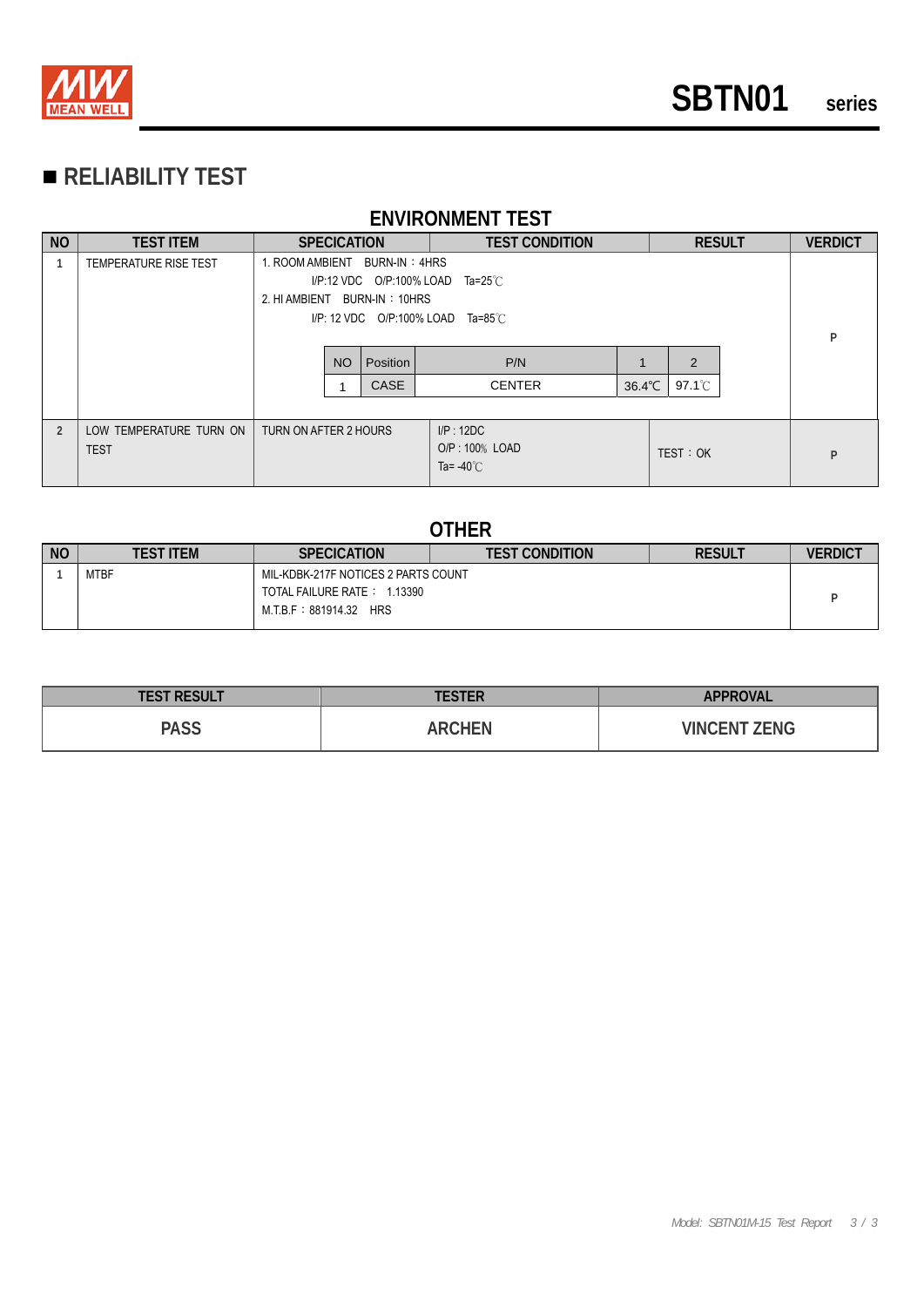## ■ RELIABILITY TEST

### ENVIRONMENT TEST

| NO | TEST ITEM | SPECICATION | TEST CONDITION | RESULT | VERDICT |
|---|---|---|---|---|---|
| 1 | TEMPERATURE RISE TEST | 1. ROOM AMBIENT BURN-IN：4HRS<br>I/P:12 VDC O/P:100% LOAD Ta=25℃<br>2. HI AMBIENT BURN-IN：10HRS<br>I/P: 12 VDC O/P:100% LOAD Ta=85℃ | | | P |
| 2 | LOW TEMPERATURE TURN ON TEST | TURN ON AFTER 2 HOURS | I/P : 12DC<br>O/P : 100% LOAD<br>Ta= -40℃ | TEST：OK | P |

| NO | Position | P/N | 1 | 2 |
|---|---|---|---|---|
| 1 | CASE | CENTER | 36.4℃ | 97.1℃ |

### OTHER

| NO | TEST ITEM | SPECICATION | TEST CONDITION | RESULT | VERDICT |
|---|---|---|---|---|---|
| 1 | MTBF | MIL-KDBK-217F NOTICES 2 PARTS COUNT<br>TOTAL FAILURE RATE： 1.13390<br>M.T.B.F：881914.32 HRS | | | P |

| TEST RESULT | TESTER | APPROVAL |
|---|---|---|
| PASS | ARCHEN | VINCENT ZENG |